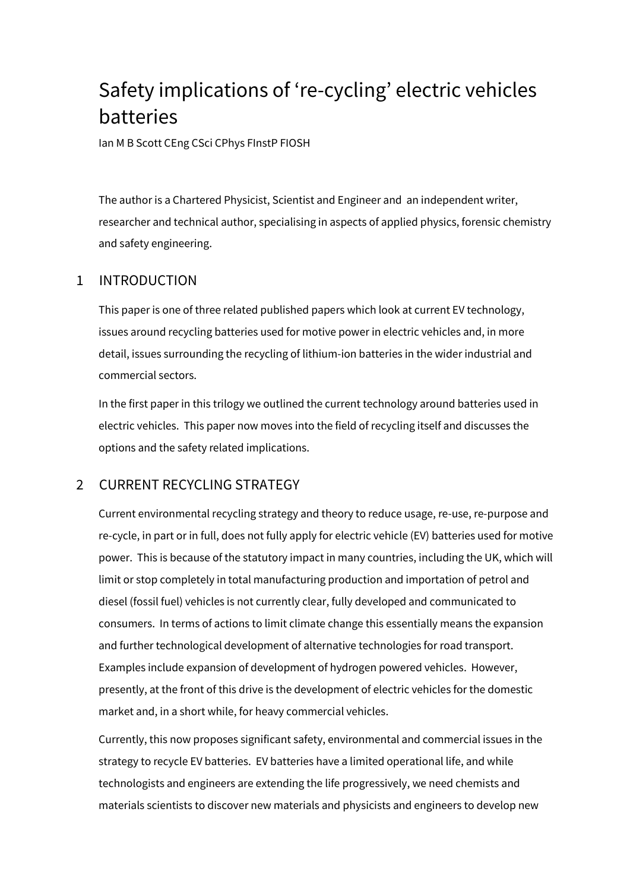# Safety implications of 're-cycling' electric vehicles batteries

Ian M B Scott CEng CSci CPhys FInstP FIOSH

The author is a Chartered Physicist, Scientist and Engineer and an independent writer, researcher and technical author, specialising in aspects of applied physics, forensic chemistry and safety engineering.

## 1 INTRODUCTION

This paper is one of three related published papers which look at current EV technology, issues around recycling batteries used for motive power in electric vehicles and, in more detail, issues surrounding the recycling of lithium-ion batteries in the wider industrial and commercial sectors.

In the first paper in this trilogy we outlined the current technology around batteries used in electric vehicles. This paper now moves into the field of recycling itself and discusses the options and the safety related implications.

## 2 CURRENT RECYCLING STRATEGY

Current environmental recycling strategy and theory to reduce usage, re-use, re-purpose and re-cycle, in part or in full, does not fully apply for electric vehicle (EV) batteries used for motive power. This is because of the statutory impact in many countries, including the UK, which will limit or stop completely in total manufacturing production and importation of petrol and diesel (fossil fuel) vehicles is not currently clear, fully developed and communicated to consumers. In terms of actions to limit climate change this essentially means the expansion and further technological development of alternative technologies for road transport. Examples include expansion of development of hydrogen powered vehicles. However, presently, at the front of this drive is the development of electric vehicles for the domestic market and, in a short while, for heavy commercial vehicles.

Currently, this now proposes significant safety, environmental and commercial issues in the strategy to recycle EV batteries. EV batteries have a limited operational life, and while technologists and engineers are extending the life progressively, we need chemists and materials scientists to discover new materials and physicists and engineers to develop new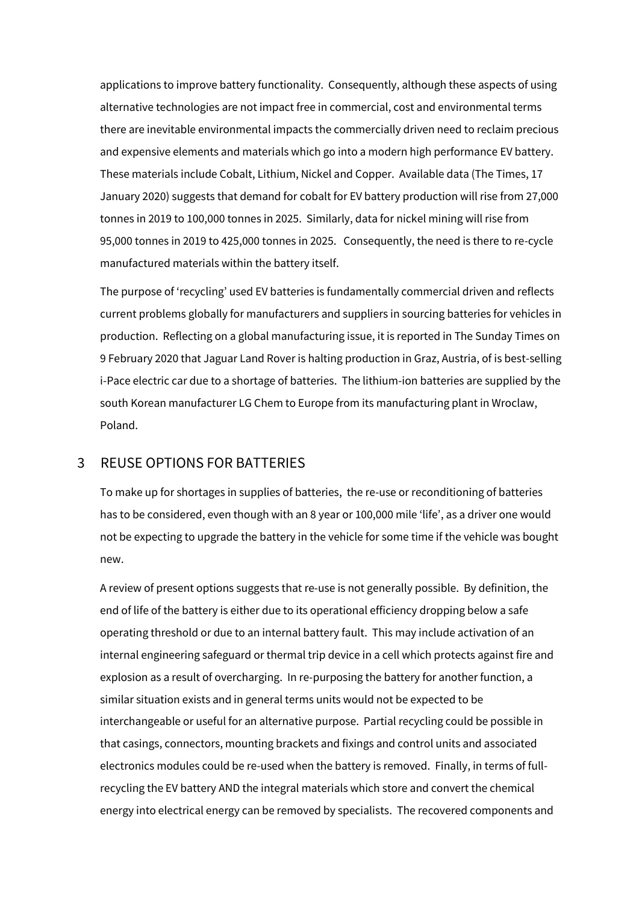applications to improve battery functionality. Consequently, although these aspects of using alternative technologies are not impact free in commercial, cost and environmental terms there are inevitable environmental impacts the commercially driven need to reclaim precious and expensive elements and materials which go into a modern high performance EV battery. These materials include Cobalt, Lithium, Nickel and Copper. Available data (The Times, 17 January 2020) suggests that demand for cobalt for EV battery production will rise from 27,000 tonnes in 2019 to 100,000 tonnes in 2025. Similarly, data for nickel mining will rise from 95,000 tonnes in 2019 to 425,000 tonnes in 2025. Consequently, the need is there to re-cycle manufactured materials within the battery itself.

The purpose of 'recycling' used EV batteries is fundamentally commercial driven and reflects current problems globally for manufacturers and suppliers in sourcing batteries for vehicles in production. Reflecting on a global manufacturing issue, it is reported in The Sunday Times on 9 February 2020 that Jaguar Land Rover is halting production in Graz, Austria, of is best-selling i-Pace electric car due to a shortage of batteries. The lithium-ion batteries are supplied by the south Korean manufacturer LG Chem to Europe from its manufacturing plant in Wroclaw, Poland.

## 3 REUSE OPTIONS FOR BATTERIES

To make up for shortages in supplies of batteries, the re-use or reconditioning of batteries has to be considered, even though with an 8 year or 100,000 mile 'life', as a driver one would not be expecting to upgrade the battery in the vehicle for some time if the vehicle was bought new.

A review of present options suggests that re-use is not generally possible. By definition, the end of life of the battery is either due to its operational efficiency dropping below a safe operating threshold or due to an internal battery fault. This may include activation of an internal engineering safeguard or thermal trip device in a cell which protects against fire and explosion as a result of overcharging. In re-purposing the battery for another function, a similar situation exists and in general terms units would not be expected to be interchangeable or useful for an alternative purpose. Partial recycling could be possible in that casings, connectors, mounting brackets and fixings and control units and associated electronics modules could be re-used when the battery is removed. Finally, in terms of full-recycling the EV battery AND the integral materials which store and convert the chemical energy into electrical energy can be removed by specialists. The recovered components and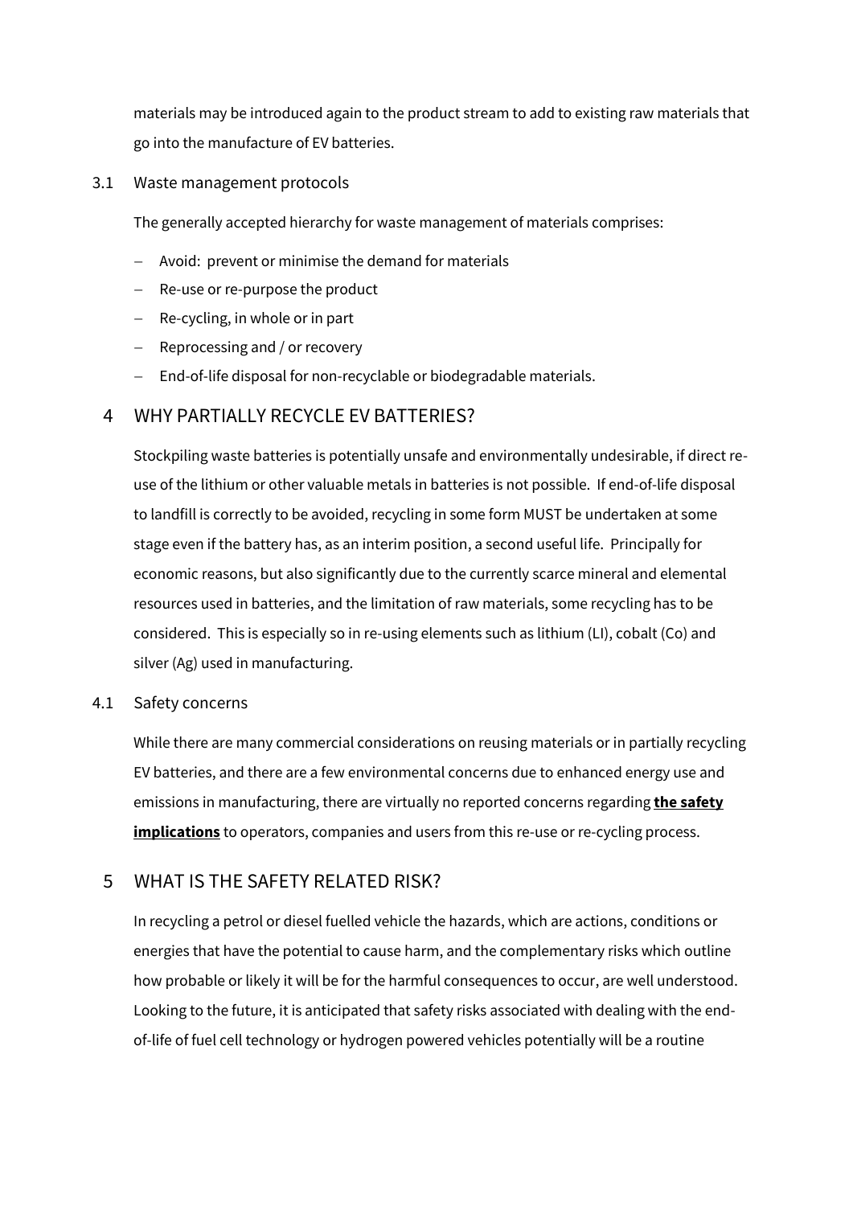materials may be introduced again to the product stream to add to existing raw materials that go into the manufacture of EV batteries.

### 3.1 Waste management protocols

The generally accepted hierarchy for waste management of materials comprises:

- Avoid: prevent or minimise the demand for materials
- Re-use or re-purpose the product
- Re-cycling, in whole or in part
- Reprocessing and / or recovery
- End-of-life disposal for non-recyclable or biodegradable materials.

## 4 WHY PARTIALLY RECYCLE EV BATTERIES?

Stockpiling waste batteries is potentially unsafe and environmentally undesirable, if direct re-use of the lithium or other valuable metals in batteries is not possible. If end-of-life disposal to landfill is correctly to be avoided, recycling in some form MUST be undertaken at some stage even if the battery has, as an interim position, a second useful life. Principally for economic reasons, but also significantly due to the currently scarce mineral and elemental resources used in batteries, and the limitation of raw materials, some recycling has to be considered. This is especially so in re-using elements such as lithium (LI), cobalt (Co) and silver (Ag) used in manufacturing.

### 4.1 Safety concerns

While there are many commercial considerations on reusing materials or in partially recycling EV batteries, and there are a few environmental concerns due to enhanced energy use and emissions in manufacturing, there are virtually no reported concerns regarding **the safety implications** to operators, companies and users from this re-use or re-cycling process.

## 5 WHAT IS THE SAFETY RELATED RISK?

In recycling a petrol or diesel fuelled vehicle the hazards, which are actions, conditions or energies that have the potential to cause harm, and the complementary risks which outline how probable or likely it will be for the harmful consequences to occur, are well understood. Looking to the future, it is anticipated that safety risks associated with dealing with the end-of-life of fuel cell technology or hydrogen powered vehicles potentially will be a routine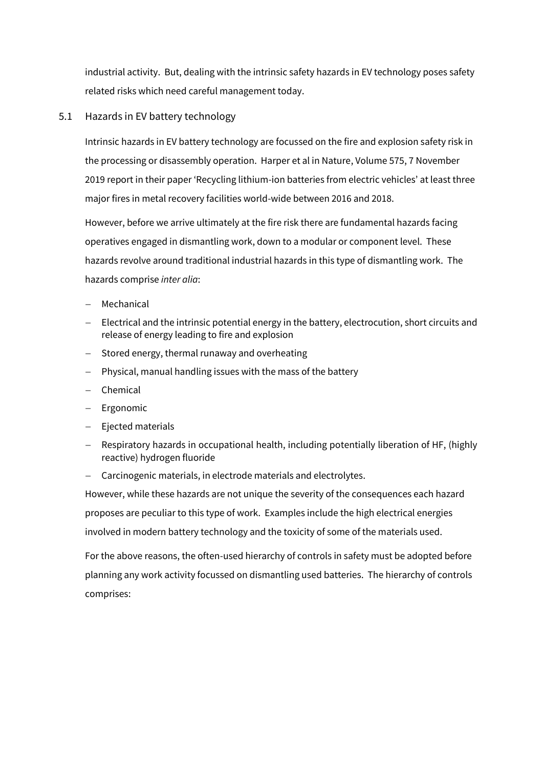industrial activity. But, dealing with the intrinsic safety hazards in EV technology poses safety related risks which need careful management today.

## 5.1 Hazards in EV battery technology

Intrinsic hazards in EV battery technology are focussed on the fire and explosion safety risk in the processing or disassembly operation. Harper et al in Nature, Volume 575, 7 November 2019 report in their paper 'Recycling lithium-ion batteries from electric vehicles' at least three major fires in metal recovery facilities world-wide between 2016 and 2018.

However, before we arrive ultimately at the fire risk there are fundamental hazards facing operatives engaged in dismantling work, down to a modular or component level. These hazards revolve around traditional industrial hazards in this type of dismantling work. The hazards comprise *inter alia*:

- Mechanical
- Electrical and the intrinsic potential energy in the battery, electrocution, short circuits and release of energy leading to fire and explosion
- Stored energy, thermal runaway and overheating
- Physical, manual handling issues with the mass of the battery
- Chemical
- Ergonomic
- Ejected materials
- Respiratory hazards in occupational health, including potentially liberation of HF, (highly reactive) hydrogen fluoride
- Carcinogenic materials, in electrode materials and electrolytes.

However, while these hazards are not unique the severity of the consequences each hazard proposes are peculiar to this type of work. Examples include the high electrical energies involved in modern battery technology and the toxicity of some of the materials used.

For the above reasons, the often-used hierarchy of controls in safety must be adopted before planning any work activity focussed on dismantling used batteries. The hierarchy of controls comprises: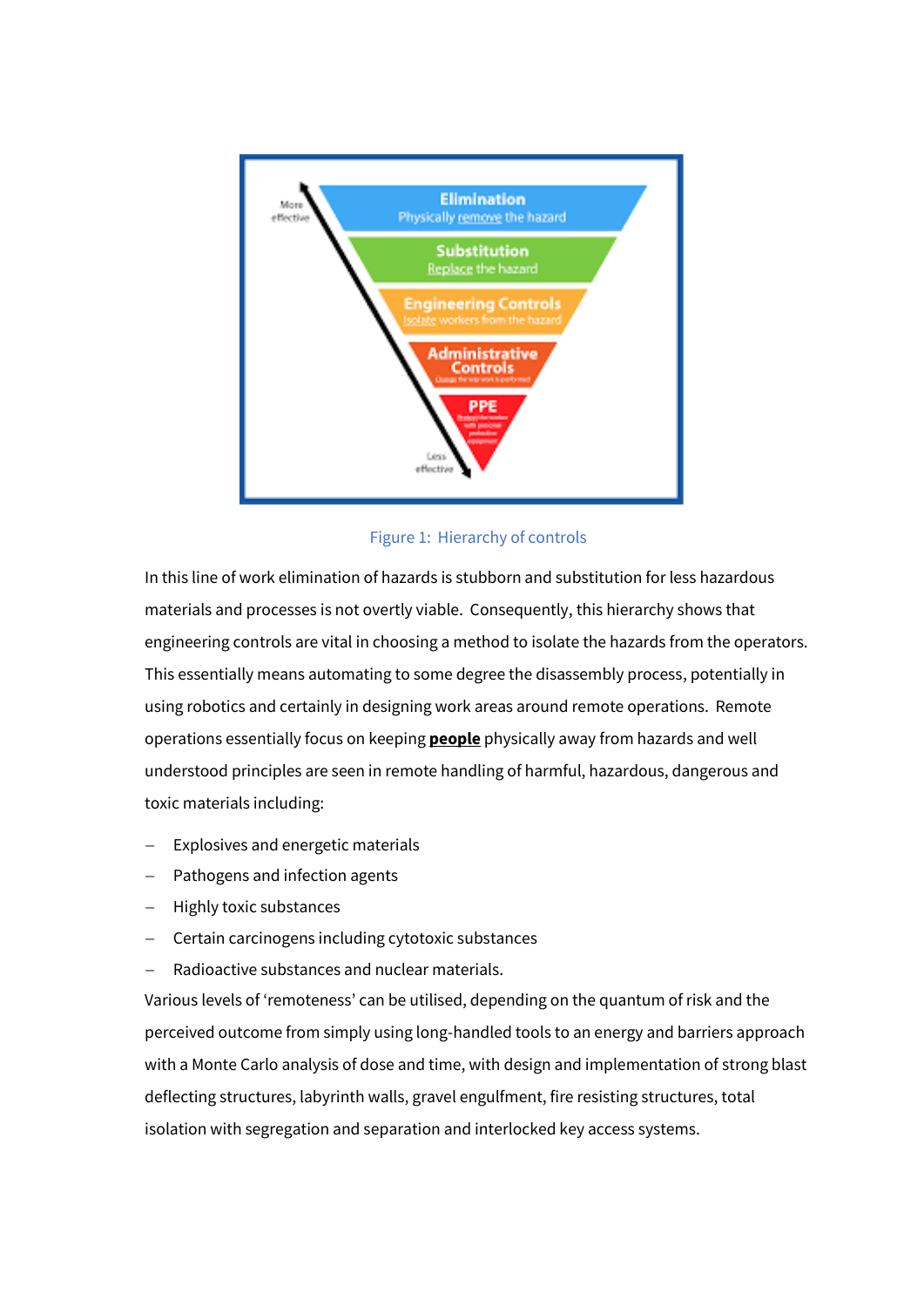Figure 1: Hierarchy of controls

In this line of work elimination of hazards is stubborn and substitution for less hazardous materials and processes is not overtly viable. Consequently, this hierarchy shows that engineering controls are vital in choosing a method to isolate the hazards from the operators. This essentially means automating to some degree the disassembly process, potentially in using robotics and certainly in designing work areas around remote operations. Remote operations essentially focus on keeping **people** physically away from hazards and well understood principles are seen in remote handling of harmful, hazardous, dangerous and toxic materials including:

- Explosives and energetic materials
- Pathogens and infection agents
- Highly toxic substances
- Certain carcinogens including cytotoxic substances
- Radioactive substances and nuclear materials.

Various levels of 'remoteness' can be utilised, depending on the quantum of risk and the perceived outcome from simply using long-handled tools to an energy and barriers approach with a Monte Carlo analysis of dose and time, with design and implementation of strong blast deflecting structures, labyrinth walls, gravel engulfment, fire resisting structures, total isolation with segregation and separation and interlocked key access systems.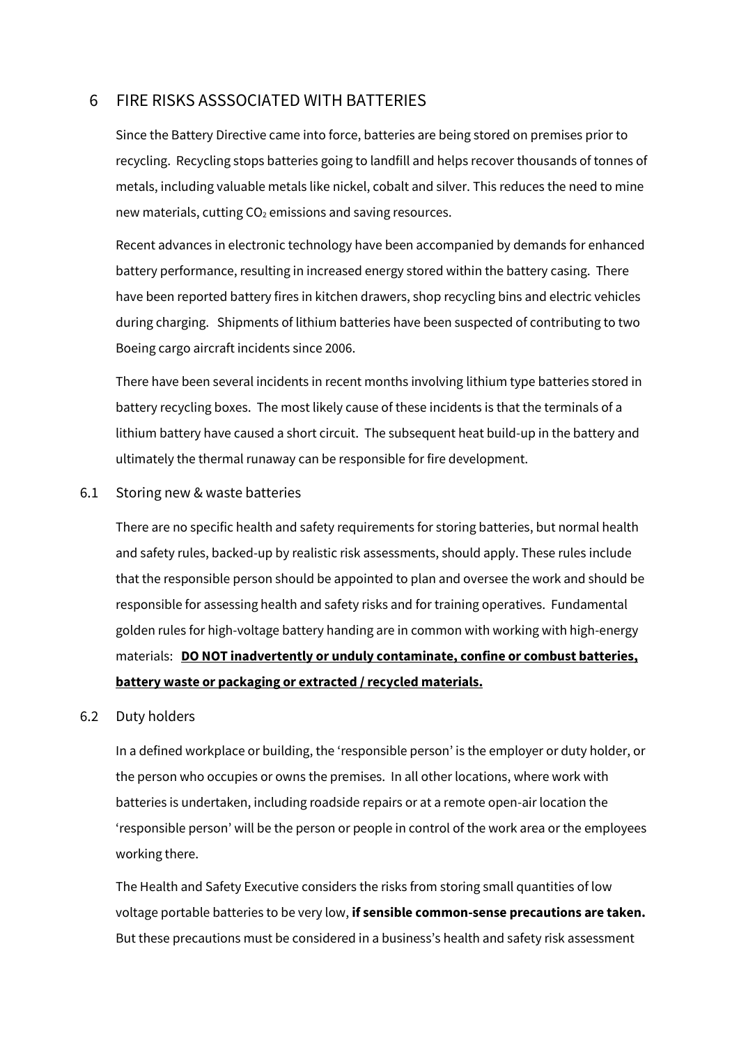# 6 FIRE RISKS ASSSOCIATED WITH BATTERIES

Since the Battery Directive came into force, batteries are being stored on premises prior to recycling. Recycling stops batteries going to landfill and helps recover thousands of tonnes of metals, including valuable metals like nickel, cobalt and silver. This reduces the need to mine new materials, cutting $CO_2$ emissions and saving resources.

Recent advances in electronic technology have been accompanied by demands for enhanced battery performance, resulting in increased energy stored within the battery casing. There have been reported battery fires in kitchen drawers, shop recycling bins and electric vehicles during charging. Shipments of lithium batteries have been suspected of contributing to two Boeing cargo aircraft incidents since 2006.

There have been several incidents in recent months involving lithium type batteries stored in battery recycling boxes. The most likely cause of these incidents is that the terminals of a lithium battery have caused a short circuit. The subsequent heat build-up in the battery and ultimately the thermal runaway can be responsible for fire development.

## 6.1 Storing new & waste batteries

There are no specific health and safety requirements for storing batteries, but normal health and safety rules, backed-up by realistic risk assessments, should apply. These rules include that the responsible person should be appointed to plan and oversee the work and should be responsible for assessing health and safety risks and for training operatives. Fundamental golden rules for high-voltage battery handing are in common with working with high-energy materials: **DO NOT inadvertently or unduly contaminate, confine or combust batteries, battery waste or packaging or extracted / recycled materials.**

## 6.2 Duty holders

In a defined workplace or building, the 'responsible person' is the employer or duty holder, or the person who occupies or owns the premises. In all other locations, where work with batteries is undertaken, including roadside repairs or at a remote open-air location the 'responsible person' will be the person or people in control of the work area or the employees working there.

The Health and Safety Executive considers the risks from storing small quantities of low voltage portable batteries to be very low, **if sensible common-sense precautions are taken.** But these precautions must be considered in a business's health and safety risk assessment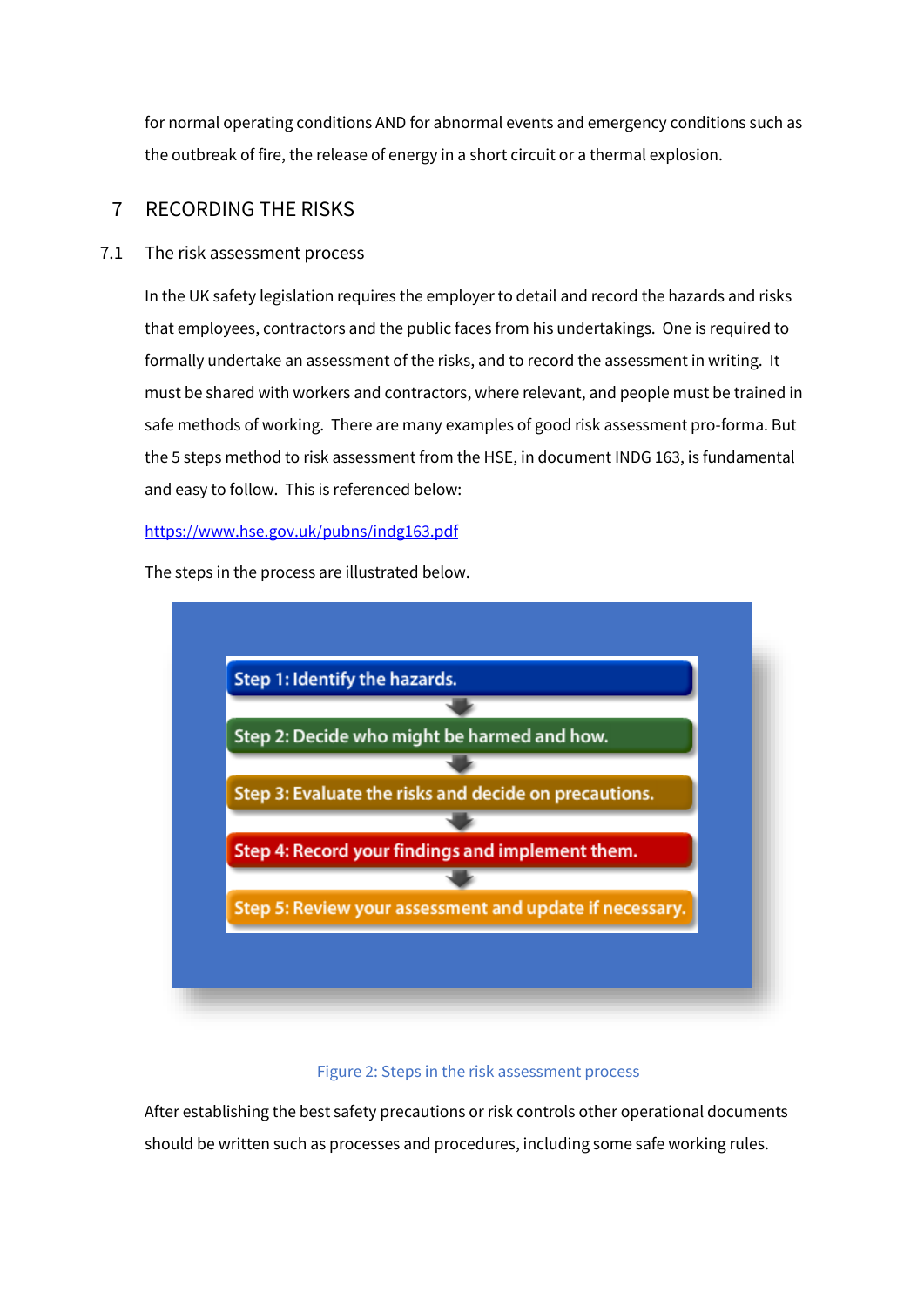for normal operating conditions AND for abnormal events and emergency conditions such as the outbreak of fire, the release of energy in a short circuit or a thermal explosion.

# 7 RECORDING THE RISKS

## 7.1 The risk assessment process

In the UK safety legislation requires the employer to detail and record the hazards and risks that employees, contractors and the public faces from his undertakings. One is required to formally undertake an assessment of the risks, and to record the assessment in writing. It must be shared with workers and contractors, where relevant, and people must be trained in safe methods of working. There are many examples of good risk assessment pro-forma. But the 5 steps method to risk assessment from the HSE, in document INDG 163, is fundamental and easy to follow. This is referenced below:

https://www.hse.gov.uk/pubns/indg163.pdf

The steps in the process are illustrated below.

Step 1: Identify the hazards.

Step 2: Decide who might be harmed and how.

Step 3: Evaluate the risks and decide on precautions.

Step 4: Record your findings and implement them.

Step 5: Review your assessment and update if necessary.

Figure 2: Steps in the risk assessment process

After establishing the best safety precautions or risk controls other operational documents should be written such as processes and procedures, including some safe working rules.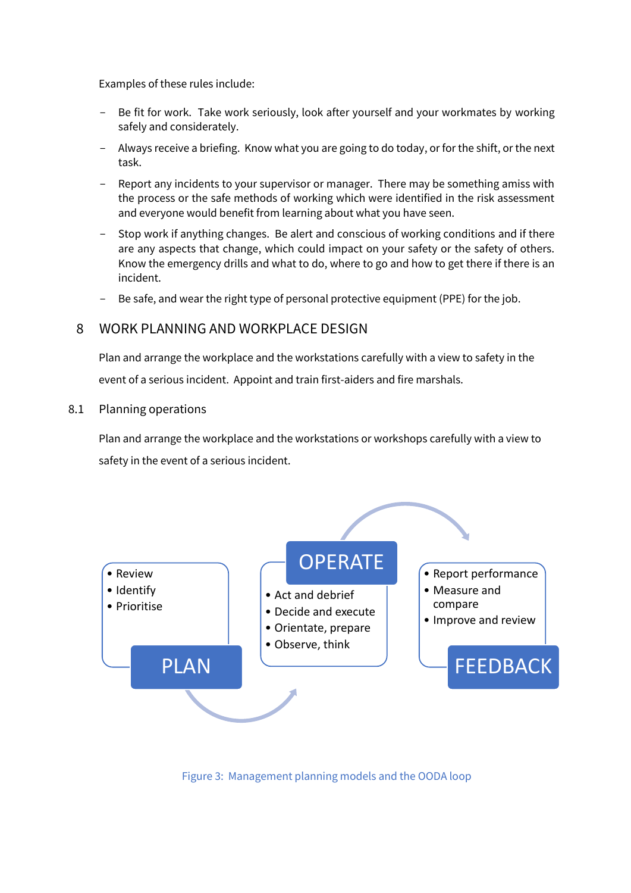Examples of these rules include:

- Be fit for work. Take work seriously, look after yourself and your workmates by working safely and considerately.
- Always receive a briefing. Know what you are going to do today, or for the shift, or the next task.
- Report any incidents to your supervisor or manager. There may be something amiss with the process or the safe methods of working which were identified in the risk assessment and everyone would benefit from learning about what you have seen.
- Stop work if anything changes. Be alert and conscious of working conditions and if there are any aspects that change, which could impact on your safety or the safety of others. Know the emergency drills and what to do, where to go and how to get there if there is an incident.
- Be safe, and wear the right type of personal protective equipment (PPE) for the job.

## 8 WORK PLANNING AND WORKPLACE DESIGN

Plan and arrange the workplace and the workstations carefully with a view to safety in the event of a serious incident. Appoint and train first-aiders and fire marshals.

### 8.1 Planning operations

Plan and arrange the workplace and the workstations or workshops carefully with a view to safety in the event of a serious incident.

**PLAN**
- Review
- Identify
- Prioritise

**OPERATE**
- Act and debrief
- Decide and execute
- Orientate, prepare
- Observe, think

**FEEDBACK**
- Report performance
- Measure and compare
- Improve and review

Figure 3: Management planning models and the OODA loop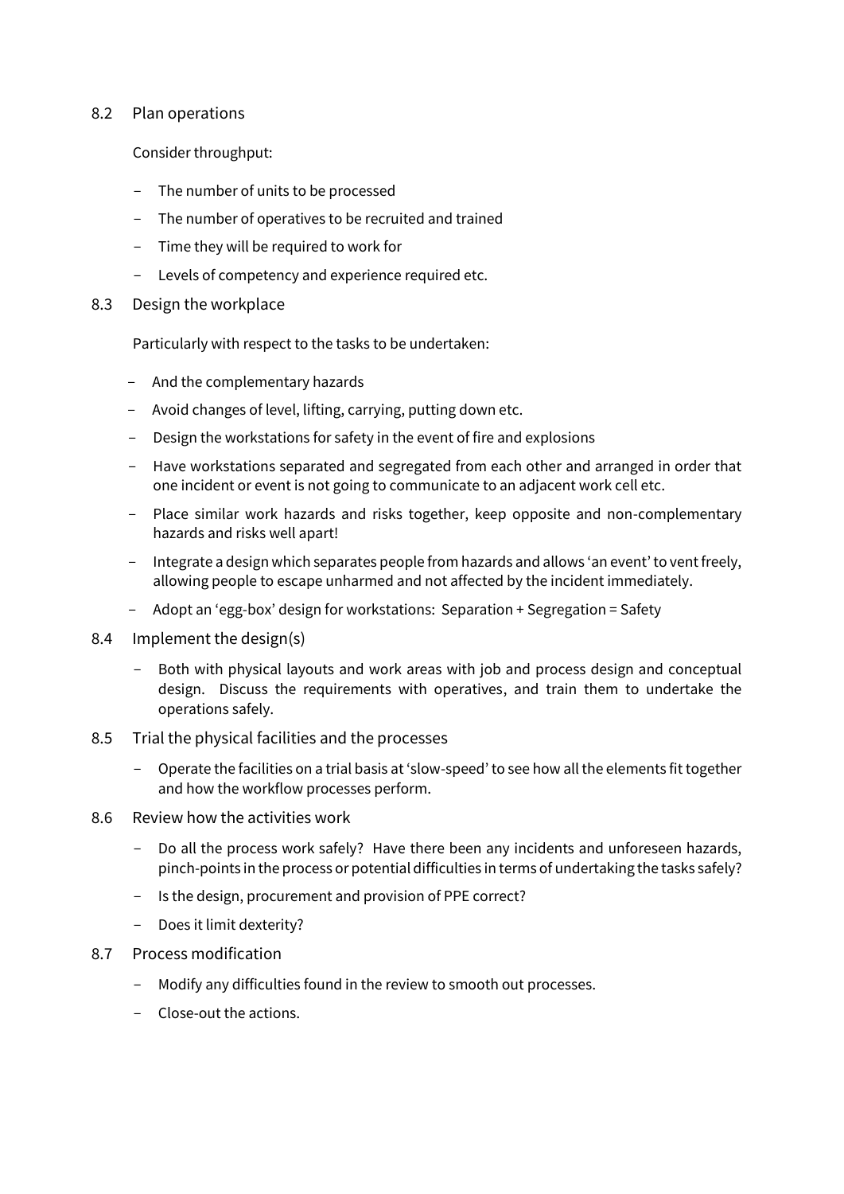8.2 Plan operations

Consider throughput:

- The number of units to be processed
- The number of operatives to be recruited and trained
- Time they will be required to work for
- Levels of competency and experience required etc.

8.3 Design the workplace

Particularly with respect to the tasks to be undertaken:

- And the complementary hazards
- Avoid changes of level, lifting, carrying, putting down etc.
- Design the workstations for safety in the event of fire and explosions
- Have workstations separated and segregated from each other and arranged in order that one incident or event is not going to communicate to an adjacent work cell etc.
- Place similar work hazards and risks together, keep opposite and non-complementary hazards and risks well apart!
- Integrate a design which separates people from hazards and allows 'an event' to vent freely, allowing people to escape unharmed and not affected by the incident immediately.
- Adopt an 'egg-box' design for workstations: Separation + Segregation = Safety

8.4 Implement the design(s)

- Both with physical layouts and work areas with job and process design and conceptual design. Discuss the requirements with operatives, and train them to undertake the operations safely.

8.5 Trial the physical facilities and the processes

- Operate the facilities on a trial basis at 'slow-speed' to see how all the elements fit together and how the workflow processes perform.

8.6 Review how the activities work

- Do all the process work safely? Have there been any incidents and unforeseen hazards, pinch-points in the process or potential difficulties in terms of undertaking the tasks safely?
- Is the design, procurement and provision of PPE correct?
- Does it limit dexterity?

8.7 Process modification

- Modify any difficulties found in the review to smooth out processes.
- Close-out the actions.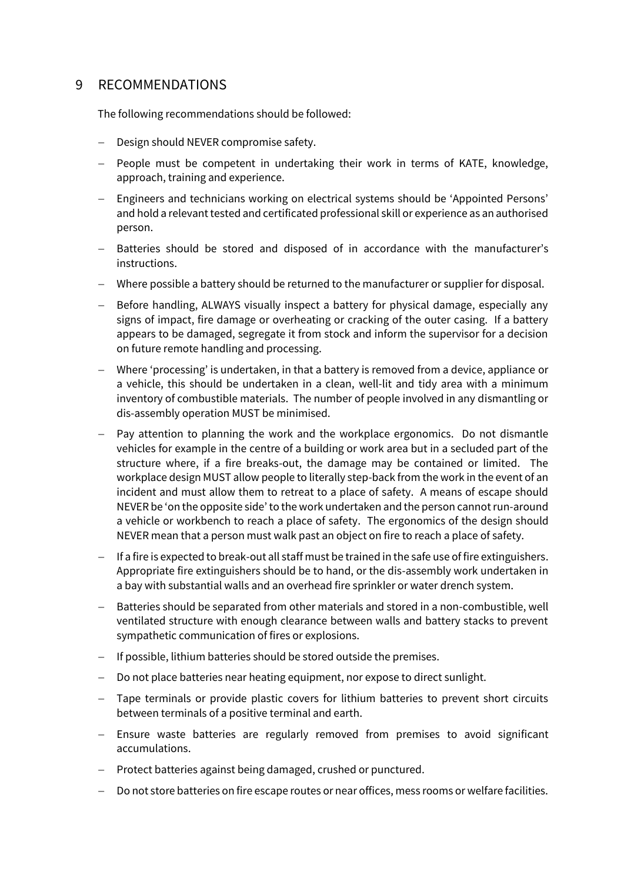## 9 RECOMMENDATIONS

The following recommendations should be followed:

- Design should NEVER compromise safety.
- People must be competent in undertaking their work in terms of KATE, knowledge, approach, training and experience.
- Engineers and technicians working on electrical systems should be 'Appointed Persons' and hold a relevant tested and certificated professional skill or experience as an authorised person.
- Batteries should be stored and disposed of in accordance with the manufacturer's instructions.
- Where possible a battery should be returned to the manufacturer or supplier for disposal.
- Before handling, ALWAYS visually inspect a battery for physical damage, especially any signs of impact, fire damage or overheating or cracking of the outer casing. If a battery appears to be damaged, segregate it from stock and inform the supervisor for a decision on future remote handling and processing.
- Where 'processing' is undertaken, in that a battery is removed from a device, appliance or a vehicle, this should be undertaken in a clean, well-lit and tidy area with a minimum inventory of combustible materials. The number of people involved in any dismantling or dis-assembly operation MUST be minimised.
- Pay attention to planning the work and the workplace ergonomics. Do not dismantle vehicles for example in the centre of a building or work area but in a secluded part of the structure where, if a fire breaks-out, the damage may be contained or limited. The workplace design MUST allow people to literally step-back from the work in the event of an incident and must allow them to retreat to a place of safety. A means of escape should NEVER be 'on the opposite side' to the work undertaken and the person cannot run-around a vehicle or workbench to reach a place of safety. The ergonomics of the design should NEVER mean that a person must walk past an object on fire to reach a place of safety.
- If a fire is expected to break-out all staff must be trained in the safe use of fire extinguishers. Appropriate fire extinguishers should be to hand, or the dis-assembly work undertaken in a bay with substantial walls and an overhead fire sprinkler or water drench system.
- Batteries should be separated from other materials and stored in a non-combustible, well ventilated structure with enough clearance between walls and battery stacks to prevent sympathetic communication of fires or explosions.
- If possible, lithium batteries should be stored outside the premises.
- Do not place batteries near heating equipment, nor expose to direct sunlight.
- Tape terminals or provide plastic covers for lithium batteries to prevent short circuits between terminals of a positive terminal and earth.
- Ensure waste batteries are regularly removed from premises to avoid significant accumulations.
- Protect batteries against being damaged, crushed or punctured.
- Do not store batteries on fire escape routes or near offices, mess rooms or welfare facilities.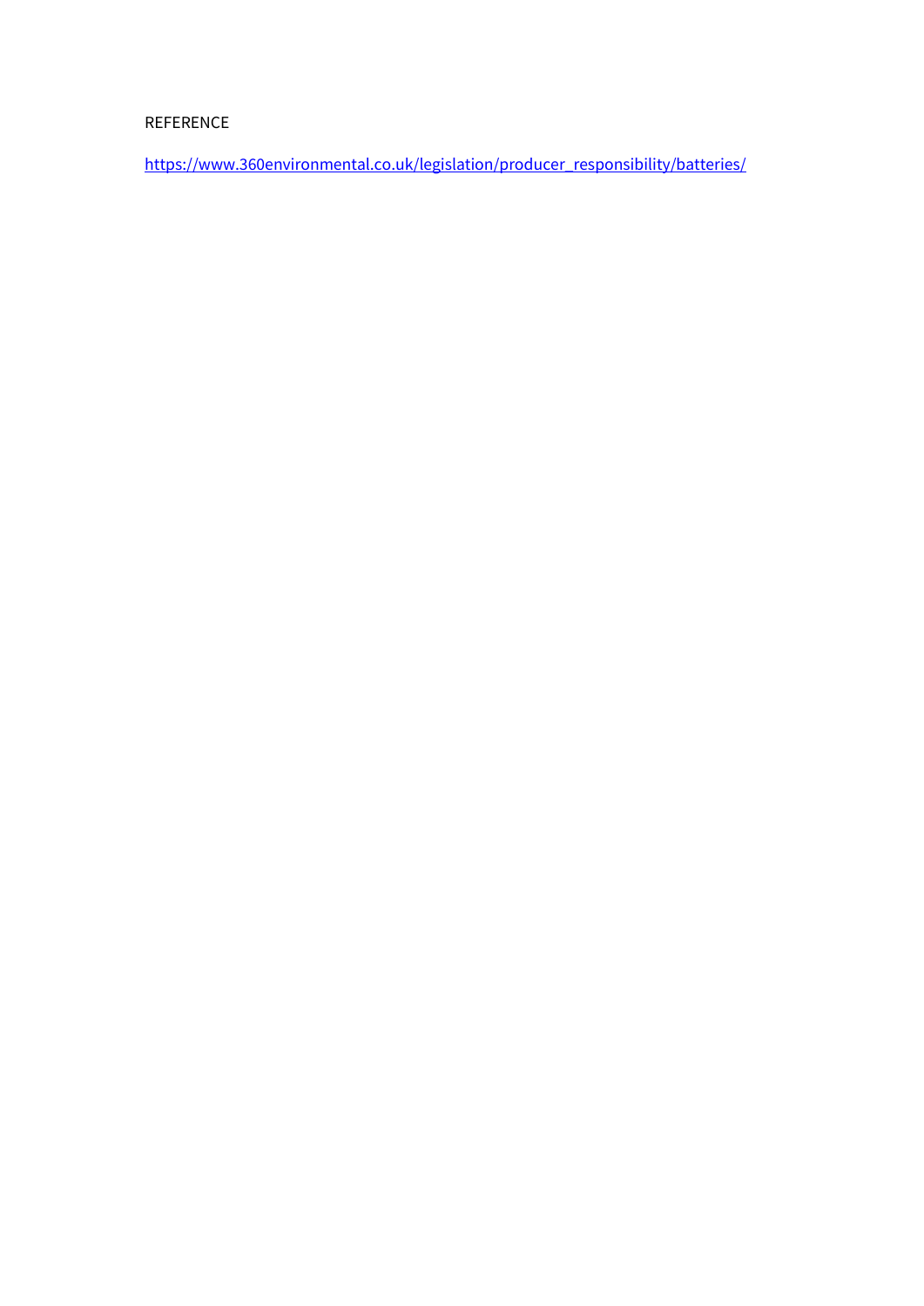REFERENCE

https://www.360environmental.co.uk/legislation/producer_responsibility/batteries/